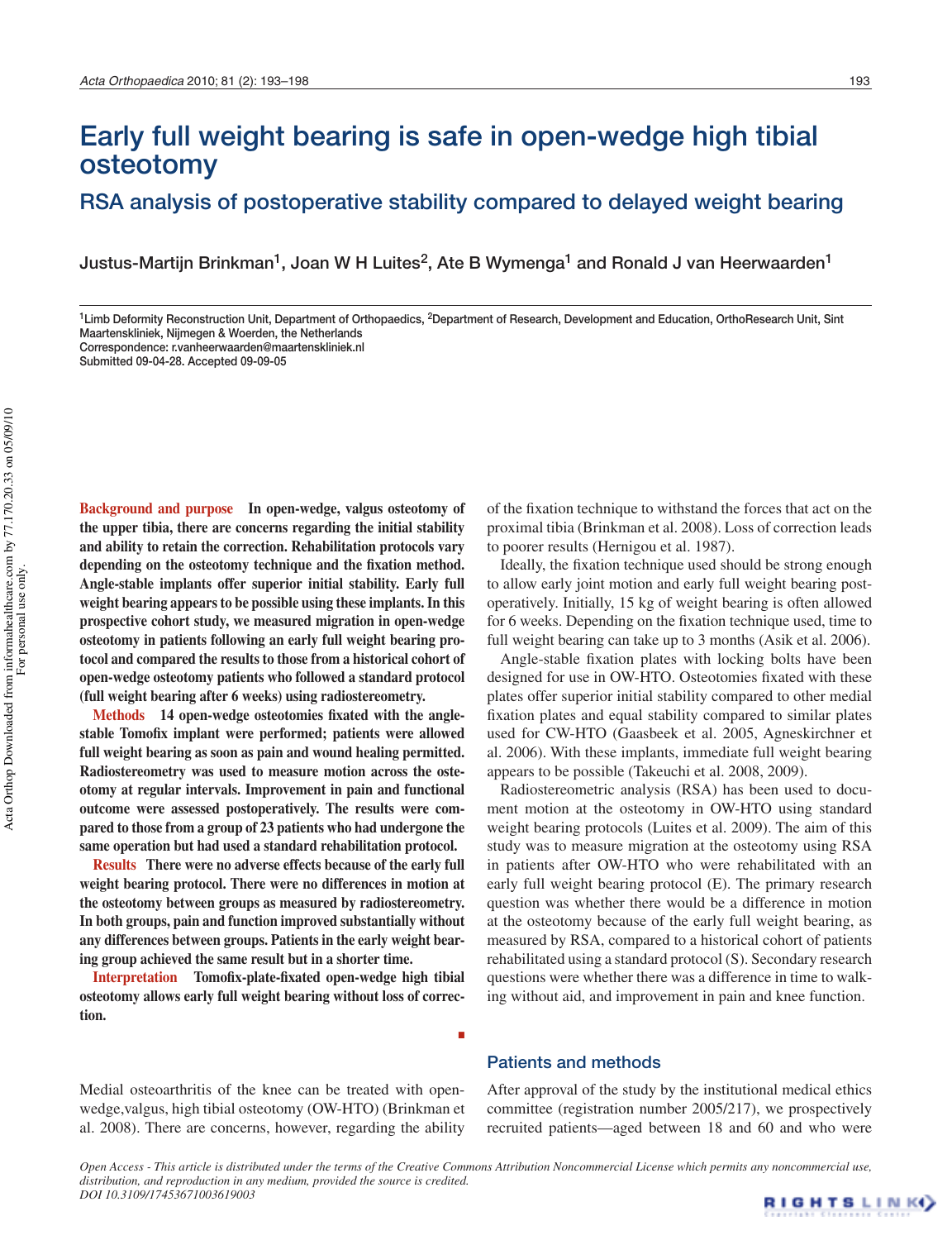# Early full weight bearing is safe in open-wedge high tibial osteotomy

## RSA analysis of postoperative stability compared to delayed weight bearing

Justus-Martijn Brinkman[1], Joan W H Luites[2], Ate B Wymenga[1] and Ronald J van Heerwaarden[1]

[1]Limb Deformity Reconstruction Unit, Department of Orthopaedics, [2]Department of Research, Development and Education, OrthoResearch Unit, Sint Maartenskliniek, Nijmegen & Woerden, the Netherlands
Correspondence: r.vanheerwaarden@maartenskliniek.nl
Submitted 09-04-28. Accepted 09-09-05

**Background and purpose** In open-wedge, valgus osteotomy of the upper tibia, there are concerns regarding the initial stability and ability to retain the correction. Rehabilitation protocols vary depending on the osteotomy technique and the fixation method. Angle-stable implants offer superior initial stability. Early full weight bearing appears to be possible using these implants. In this prospective cohort study, we measured migration in open-wedge osteotomy in patients following an early full weight bearing protocol and compared the results to those from a historical cohort of open-wedge osteotomy patients who followed a standard protocol (full weight bearing after 6 weeks) using radiostereometry.

**Methods** 14 open-wedge osteotomies fixated with the angle-stable Tomofix implant were performed; patients were allowed full weight bearing as soon as pain and wound healing permitted. Radiostereometry was used to measure motion across the osteotomy at regular intervals. Improvement in pain and functional outcome were assessed postoperatively. The results were compared to those from a group of 23 patients who had undergone the same operation but had used a standard rehabilitation protocol.

**Results** There were no adverse effects because of the early full weight bearing protocol. There were no differences in motion at the osteotomy between groups as measured by radiostereometry. In both groups, pain and function improved substantially without any differences between groups. Patients in the early weight bearing group achieved the same result but in a shorter time.

**Interpretation** Tomofix-plate-fixated open-wedge high tibial osteotomy allows early full weight bearing without loss of correction.

Medial osteoarthritis of the knee can be treated with open-wedge,valgus, high tibial osteotomy (OW-HTO) (Brinkman et al. 2008). There are concerns, however, regarding the ability of the fixation technique to withstand the forces that act on the proximal tibia (Brinkman et al. 2008). Loss of correction leads to poorer results (Hernigou et al. 1987).

Ideally, the fixation technique used should be strong enough to allow early joint motion and early full weight bearing postoperatively. Initially, 15 kg of weight bearing is often allowed for 6 weeks. Depending on the fixation technique used, time to full weight bearing can take up to 3 months (Asik et al. 2006).

Angle-stable fixation plates with locking bolts have been designed for use in OW-HTO. Osteotomies fixated with these plates offer superior initial stability compared to other medial fixation plates and equal stability compared to similar plates used for CW-HTO (Gaasbeek et al. 2005, Agneskirchner et al. 2006). With these implants, immediate full weight bearing appears to be possible (Takeuchi et al. 2008, 2009).

Radiostereometric analysis (RSA) has been used to document motion at the osteotomy in OW-HTO using standard weight bearing protocols (Luites et al. 2009). The aim of this study was to measure migration at the osteotomy using RSA in patients after OW-HTO who were rehabilitated with an early full weight bearing protocol (E). The primary research question was whether there would be a difference in motion at the osteotomy because of the early full weight bearing, as measured by RSA, compared to a historical cohort of patients rehabilitated using a standard protocol (S). Secondary research questions were whether there was a difference in time to walking without aid, and improvement in pain and knee function.

## Patients and methods

After approval of the study by the institutional medical ethics committee (registration number 2005/217), we prospectively recruited patients—aged between 18 and 60 and who were

*Open Access - This article is distributed under the terms of the Creative Commons Attribution Noncommercial License which permits any noncommercial use, distribution, and reproduction in any medium, provided the source is credited.*
*DOI 10.3109/17453671003619003*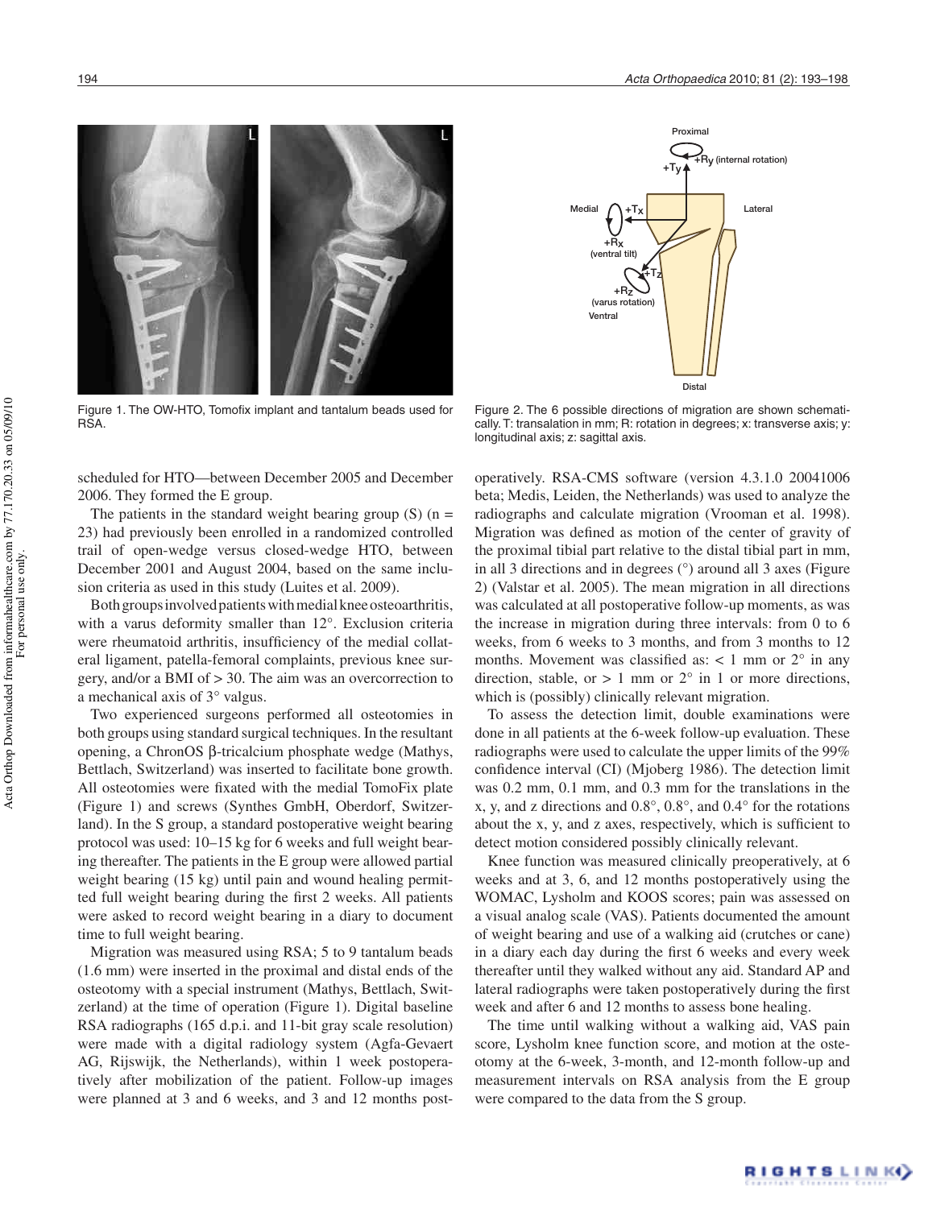Figure 1. The OW-HTO, Tomofix implant and tantalum beads used for RSA.

Figure 2. The 6 possible directions of migration are shown schematically. T: translation in mm; R: rotation in degrees; x: transverse axis; y: longitudinal axis; z: sagittal axis.

scheduled for HTO—between December 2005 and December 2006. They formed the E group.

The patients in the standard weight bearing group (S) (n = 23) had previously been enrolled in a randomized controlled trail of open-wedge versus closed-wedge HTO, between December 2001 and August 2004, based on the same inclusion criteria as used in this study (Luites et al. 2009).

Both groups involved patients with medial knee osteoarthritis, with a varus deformity smaller than 12°. Exclusion criteria were rheumatoid arthritis, insufficiency of the medial collateral ligament, patella-femoral complaints, previous knee surgery, and/or a BMI of > 30. The aim was an overcorrection to a mechanical axis of 3° valgus.

Two experienced surgeons performed all osteotomies in both groups using standard surgical techniques. In the resultant opening, a ChronOS β-tricalcium phosphate wedge (Mathys, Bettlach, Switzerland) was inserted to facilitate bone growth. All osteotomies were fixated with the medial TomoFix plate (Figure 1) and screws (Synthes GmbH, Oberdorf, Switzerland). In the S group, a standard postoperative weight bearing protocol was used: 10–15 kg for 6 weeks and full weight bearing thereafter. The patients in the E group were allowed partial weight bearing (15 kg) until pain and wound healing permitted full weight bearing during the first 2 weeks. All patients were asked to record weight bearing in a diary to document time to full weight bearing.

Migration was measured using RSA; 5 to 9 tantalum beads (1.6 mm) were inserted in the proximal and distal ends of the osteotomy with a special instrument (Mathys, Bettlach, Switzerland) at the time of operation (Figure 1). Digital baseline RSA radiographs (165 d.p.i. and 11-bit gray scale resolution) were made with a digital radiology system (Agfa-Gevaert AG, Rijswijk, the Netherlands), within 1 week postoperatively after mobilization of the patient. Follow-up images were planned at 3 and 6 weeks, and 3 and 12 months postoperatively. RSA-CMS software (version 4.3.1.0 20041006 beta; Medis, Leiden, the Netherlands) was used to analyze the radiographs and calculate migration (Vrooman et al. 1998). Migration was defined as motion of the center of gravity of the proximal tibial part relative to the distal tibial part in mm, in all 3 directions and in degrees (°) around all 3 axes (Figure 2) (Valstar et al. 2005). The mean migration in all directions was calculated at all postoperative follow-up moments, as was the increase in migration during three intervals: from 0 to 6 weeks, from 6 weeks to 3 months, and from 3 months to 12 months. Movement was classified as: < 1 mm or 2° in any direction, stable, or > 1 mm or 2° in 1 or more directions, which is (possibly) clinically relevant migration.

To assess the detection limit, double examinations were done in all patients at the 6-week follow-up evaluation. These radiographs were used to calculate the upper limits of the 99% confidence interval (CI) (Mjoberg 1986). The detection limit was 0.2 mm, 0.1 mm, and 0.3 mm for the translations in the x, y, and z directions and 0.8°, 0.8°, and 0.4° for the rotations about the x, y, and z axes, respectively, which is sufficient to detect motion considered possibly clinically relevant.

Knee function was measured clinically preoperatively, at 6 weeks and at 3, 6, and 12 months postoperatively using the WOMAC, Lysholm and KOOS scores; pain was assessed on a visual analog scale (VAS). Patients documented the amount of weight bearing and use of a walking aid (crutches or cane) in a diary each day during the first 6 weeks and every week thereafter until they walked without any aid. Standard AP and lateral radiographs were taken postoperatively during the first week and after 6 and 12 months to assess bone healing.

The time until walking without a walking aid, VAS pain score, Lysholm knee function score, and motion at the osteotomy at the 6-week, 3-month, and 12-month follow-up and measurement intervals on RSA analysis from the E group were compared to the data from the S group.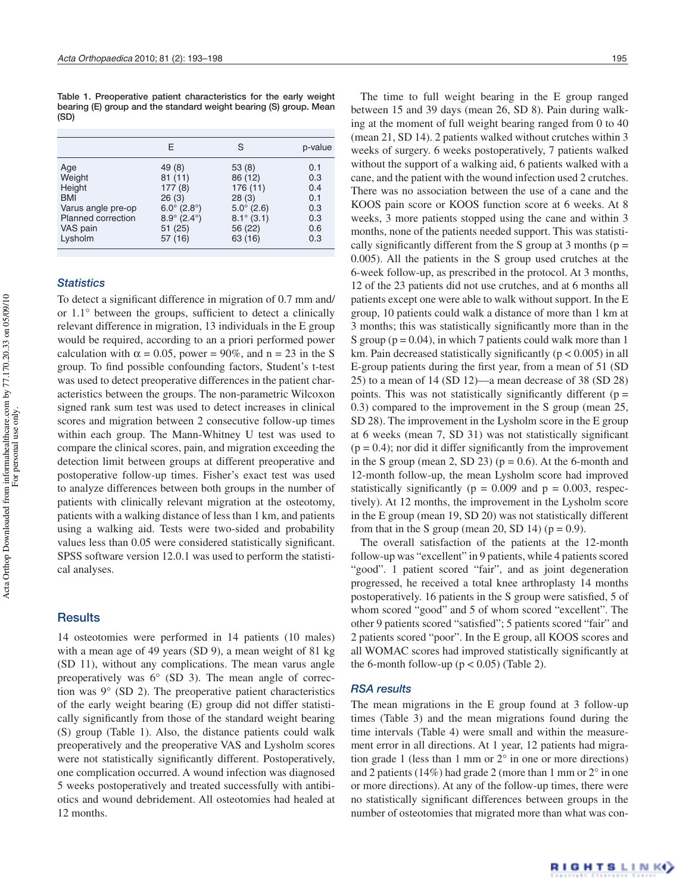Table 1. Preoperative patient characteristics for the early weight bearing (E) group and the standard weight bearing (S) group. Mean (SD)

| | E | S | p-value |
|---|---|---|---|
| Age | 49 (8) | 53 (8) | 0.1 |
| Weight | 81 (11) | 86 (12) | 0.3 |
| Height | 177 (8) | 176 (11) | 0.4 |
| BMI | 26 (3) | 28 (3) | 0.1 |
| Varus angle pre-op | 6.0° (2.8°) | 5.0° (2.6) | 0.3 |
| Planned correction | 8.9° (2.4°) | 8.1° (3.1) | 0.3 |
| VAS pain | 51 (25) | 56 (22) | 0.6 |
| Lysholm | 57 (16) | 63 (16) | 0.3 |

### Statistics

To detect a significant difference in migration of 0.7 mm and/or 1.1° between the groups, sufficient to detect a clinically relevant difference in migration, 13 individuals in the E group would be required, according to an a priori performed power calculation with $\alpha = 0.05$, power = 90%, and n = 23 in the S group. To find possible confounding factors, Student's t-test was used to detect preoperative differences in the patient characteristics between the groups. The non-parametric Wilcoxon signed rank sum test was used to detect increases in clinical scores and migration between 2 consecutive follow-up times within each group. The Mann-Whitney U test was used to compare the clinical scores, pain, and migration exceeding the detection limit between groups at different preoperative and postoperative follow-up times. Fisher's exact test was used to analyze differences between both groups in the number of patients with clinically relevant migration at the osteotomy, patients with a walking distance of less than 1 km, and patients using a walking aid. Tests were two-sided and probability values less than 0.05 were considered statistically significant. SPSS software version 12.0.1 was used to perform the statistical analyses.

## Results

14 osteotomies were performed in 14 patients (10 males) with a mean age of 49 years (SD 9), a mean weight of 81 kg (SD 11), without any complications. The mean varus angle preoperatively was 6° (SD 3). The mean angle of correction was 9° (SD 2). The preoperative patient characteristics of the early weight bearing (E) group did not differ statistically significantly from those of the standard weight bearing (S) group (Table 1). Also, the distance patients could walk preoperatively and the preoperative VAS and Lysholm scores were not statistically significantly different. Postoperatively, one complication occurred. A wound infection was diagnosed 5 weeks postoperatively and treated successfully with antibiotics and wound debridement. All osteotomies had healed at 12 months.

The time to full weight bearing in the E group ranged between 15 and 39 days (mean 26, SD 8). Pain during walking at the moment of full weight bearing ranged from 0 to 40 (mean 21, SD 14). 2 patients walked without crutches within 3 weeks of surgery. 6 weeks postoperatively, 7 patients walked without the support of a walking aid, 6 patients walked with a cane, and the patient with the wound infection used 2 crutches. There was no association between the use of a cane and the KOOS pain score or KOOS function score at 6 weeks. At 8 weeks, 3 more patients stopped using the cane and within 3 months, none of the patients needed support. This was statistically significantly different from the S group at 3 months ($p = 0.005$). All the patients in the S group used crutches at the 6-week follow-up, as prescribed in the protocol. At 3 months, 12 of the 23 patients did not use crutches, and at 6 months all patients except one were able to walk without support. In the E group, 10 patients could walk a distance of more than 1 km at 3 months; this was statistically significantly more than in the S group ($p = 0.04$), in which 7 patients could walk more than 1 km. Pain decreased statistically significantly ($p < 0.005$) in all E-group patients during the first year, from a mean of 51 (SD 25) to a mean of 14 (SD 12)—a mean decrease of 38 (SD 28) points. This was not statistically significantly different ($p = 0.3$) compared to the improvement in the S group (mean 25, SD 28). The improvement in the Lysholm score in the E group at 6 weeks (mean 7, SD 31) was not statistically significant ($p = 0.4$); nor did it differ significantly from the improvement in the S group (mean 2, SD 23) ($p = 0.6$). At the 6-month and 12-month follow-up, the mean Lysholm score had improved statistically significantly ($p = 0.009$ and $p = 0.003$, respectively). At 12 months, the improvement in the Lysholm score in the E group (mean 19, SD 20) was not statistically different from that in the S group (mean 20, SD 14) ($p = 0.9$).

The overall satisfaction of the patients at the 12-month follow-up was "excellent" in 9 patients, while 4 patients scored "good". 1 patient scored "fair", and as joint degeneration progressed, he received a total knee arthroplasty 14 months postoperatively. 16 patients in the S group were satisfied, 5 of whom scored "good" and 5 of whom scored "excellent". The other 9 patients scored "satisfied"; 5 patients scored "fair" and 2 patients scored "poor". In the E group, all KOOS scores and all WOMAC scores had improved statistically significantly at the 6-month follow-up ($p < 0.05$) (Table 2).

### RSA results

The mean migrations in the E group found at 3 follow-up times (Table 3) and the mean migrations found during the time intervals (Table 4) were small and within the measurement error in all directions. At 1 year, 12 patients had migration grade 1 (less than 1 mm or 2° in one or more directions) and 2 patients (14%) had grade 2 (more than 1 mm or 2° in one or more directions). At any of the follow-up times, there were no statistically significant differences between groups in the number of osteotomies that migrated more than what was con-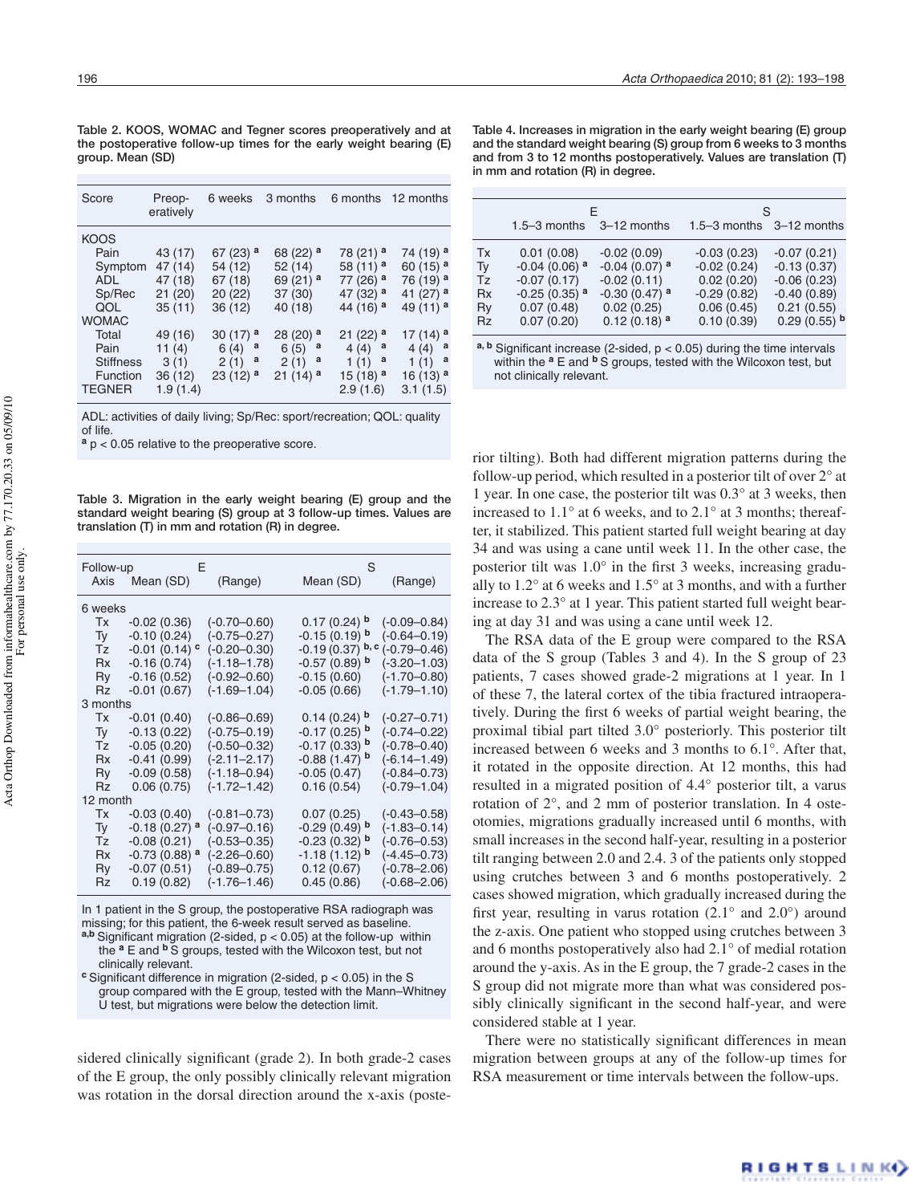Table 2. KOOS, WOMAC and Tegner scores preoperatively and at the postoperative follow-up times for the early weight bearing (E) group. Mean (SD)

| Score | Preoperatively | 6 weeks | 3 months | 6 months | 12 months |
|---|---|---|---|---|---|
| KOOS | | | | | |
| Pain | 43 (17) | 67 (23) [a] | 68 (22) [a] | 78 (21) [a] | 74 (19) [a] |
| Symptom | 47 (14) | 54 (12) | 52 (14) | 58 (11) [a] | 60 (15) [a] |
| ADL | 47 (18) | 67 (18) | 69 (21) [a] | 77 (26) [a] | 76 (19) [a] |
| Sp/Rec | 21 (20) | 20 (22) | 37 (30) | 47 (32) [a] | 41 (27) [a] |
| QOL | 35 (11) | 36 (12) | 40 (18) | 44 (16) [a] | 49 (11) [a] |
| WOMAC | | | | | |
| Total | 49 (16) | 30 (17) [a] | 28 (20) [a] | 21 (22) [a] | 17 (14) [a] |
| Pain | 11 (4) | 6 (4) [a] | 6 (5) [a] | 4 (4) [a] | 4 (4) [a] |
| Stiffness | 3 (1) | 2 (1) [a] | 2 (1) [a] | 1 (1) [a] | 1 (1) [a] |
| Function | 36 (12) | 23 (12) [a] | 21 (14) [a] | 15 (18) [a] | 16 (13) [a] |
| TEGNER | 1.9 (1.4) | | | 2.9 (1.6) | 3.1 (1.5) |

ADL: activities of daily living; Sp/Rec: sport/recreation; QOL: quality of life.
[a] $p < 0.05$ relative to the preoperative score.

Table 3. Migration in the early weight bearing (E) group and the standard weight bearing (S) group at 3 follow-up times. Values are translation (T) in mm and rotation (R) in degree.

| Follow-up Axis | E Mean (SD) | E (Range) | S Mean (SD) | S (Range) |
|---|---|---|---|---|
| 6 weeks | | | | |
| Tx | -0.02 (0.36) | (-0.70–0.60) | 0.17 (0.24) [b] | (-0.09–0.84) |
| Ty | -0.10 (0.24) | (-0.75–0.27) | -0.15 (0.19) [b] | (-0.64–0.19) |
| Tz | -0.01 (0.14) [c] | (-0.20–0.30) | -0.19 (0.37) [b, c] | (-0.79–0.46) |
| Rx | -0.16 (0.74) | (-1.18–1.78) | -0.57 (0.89) [b] | (-3.20–1.03) |
| Ry | -0.16 (0.52) | (-0.92–0.60) | -0.15 (0.60) | (-1.70–0.80) |
| Rz | -0.01 (0.67) | (-1.69–1.04) | -0.05 (0.66) | (-1.79–1.10) |
| 3 months | | | | |
| Tx | -0.01 (0.40) | (-0.86–0.69) | 0.14 (0.24) [b] | (-0.27–0.71) |
| Ty | -0.13 (0.22) | (-0.75–0.19) | -0.17 (0.25) [b] | (-0.74–0.22) |
| Tz | -0.05 (0.20) | (-0.50–0.32) | -0.17 (0.33) [b] | (-0.78–0.40) |
| Rx | -0.41 (0.99) | (-2.11–2.17) | -0.88 (1.47) [b] | (-6.14–1.49) |
| Ry | -0.09 (0.58) | (-1.18–0.94) | -0.05 (0.47) | (-0.84–0.73) |
| Rz | 0.06 (0.75) | (-1.72–1.42) | 0.16 (0.54) | (-0.79–1.04) |
| 12 month | | | | |
| Tx | -0.03 (0.40) | (-0.81–0.73) | 0.07 (0.25) | (-0.43–0.58) |
| Ty | -0.18 (0.27) [a] | (-0.97–0.16) | -0.29 (0.49) [b] | (-1.83–0.14) |
| Tz | -0.08 (0.21) | (-0.53–0.35) | -0.23 (0.32) [b] | (-0.76–0.53) |
| Rx | -0.73 (0.88) [a] | (-2.26–0.60) | -1.18 (1.12) [b] | (-4.45–0.73) |
| Ry | -0.07 (0.51) | (-0.89–0.75) | 0.12 (0.67) | (-0.78–2.06) |
| Rz | 0.19 (0.82) | (-1.76–1.46) | 0.45 (0.86) | (-0.68–2.06) |

In 1 patient in the S group, the postoperative RSA radiograph was missing; for this patient, the 6-week result served as baseline.
[a,b] Significant migration (2-sided, $p < 0.05$) at the follow-up within the [a] E and [b] S groups, tested with the Wilcoxon test, but not clinically relevant.
[c] Significant difference in migration (2-sided, $p < 0.05$) in the S group compared with the E group, tested with the Mann–Whitney U test, but migrations were below the detection limit.

sidered clinically significant (grade 2). In both grade-2 cases of the E group, the only possibly clinically relevant migration was rotation in the dorsal direction around the x-axis (posterior tilting). Both had different migration patterns during the follow-up period, which resulted in a posterior tilt of over 2° at 1 year. In one case, the posterior tilt was 0.3° at 3 weeks, then increased to 1.1° at 6 weeks, and to 2.1° at 3 months; thereafter, it stabilized. This patient started full weight bearing at day 34 and was using a cane until week 11. In the other case, the posterior tilt was 1.0° in the first 3 weeks, increasing gradually to 1.2° at 6 weeks and 1.5° at 3 months, and with a further increase to 2.3° at 1 year. This patient started full weight bearing at day 31 and was using a cane until week 12.

Table 4. Increases in migration in the early weight bearing (E) group and the standard weight bearing (S) group from 6 weeks to 3 months and from 3 to 12 months postoperatively. Values are translation (T) in mm and rotation (R) in degree.

| | E 1.5–3 months | E 3–12 months | S 1.5–3 months | S 3–12 months |
|---|---|---|---|---|
| Tx | 0.01 (0.08) | -0.02 (0.09) | -0.03 (0.23) | -0.07 (0.21) |
| Ty | -0.04 (0.06) [a] | -0.04 (0.07) [a] | -0.02 (0.24) | -0.13 (0.37) |
| Tz | -0.07 (0.17) | -0.02 (0.11) | 0.02 (0.20) | -0.06 (0.23) |
| Rx | -0.25 (0.35) [a] | -0.30 (0.47) [a] | -0.29 (0.82) | -0.40 (0.89) |
| Ry | 0.07 (0.48) | 0.02 (0.25) | 0.06 (0.45) | 0.21 (0.55) |
| Rz | 0.07 (0.20) | 0.12 (0.18) [a] | 0.10 (0.39) | 0.29 (0.55) [b] |

[a, b] Significant increase (2-sided, $p < 0.05$) during the time intervals within the [a] E and [b] S groups, tested with the Wilcoxon test, but not clinically relevant.

The RSA data of the E group were compared to the RSA data of the S group (Tables 3 and 4). In the S group of 23 patients, 7 cases showed grade-2 migrations at 1 year. In 1 of these 7, the lateral cortex of the tibia fractured intraoperatively. During the first 6 weeks of partial weight bearing, the proximal tibial part tilted 3.0° posteriorly. This posterior tilt increased between 6 weeks and 3 months to 6.1°. After that, it rotated in the opposite direction. At 12 months, this had resulted in a migrated position of 4.4° posterior tilt, a varus rotation of 2°, and 2 mm of posterior translation. In 4 osteotomies, migrations gradually increased until 6 months, with small increases in the second half-year, resulting in a posterior tilt ranging between 2.0 and 2.4. 3 of the patients only stopped using crutches between 3 and 6 months postoperatively. 2 cases showed migration, which gradually increased during the first year, resulting in varus rotation (2.1° and 2.0°) around the z-axis. One patient who stopped using crutches between 3 and 6 months postoperatively also had 2.1° of medial rotation around the y-axis. As in the E group, the 7 grade-2 cases in the S group did not migrate more than what was considered possibly clinically significant in the second half-year, and were considered stable at 1 year.

There were no statistically significant differences in mean migration between groups at any of the follow-up times for RSA measurement or time intervals between the follow-ups.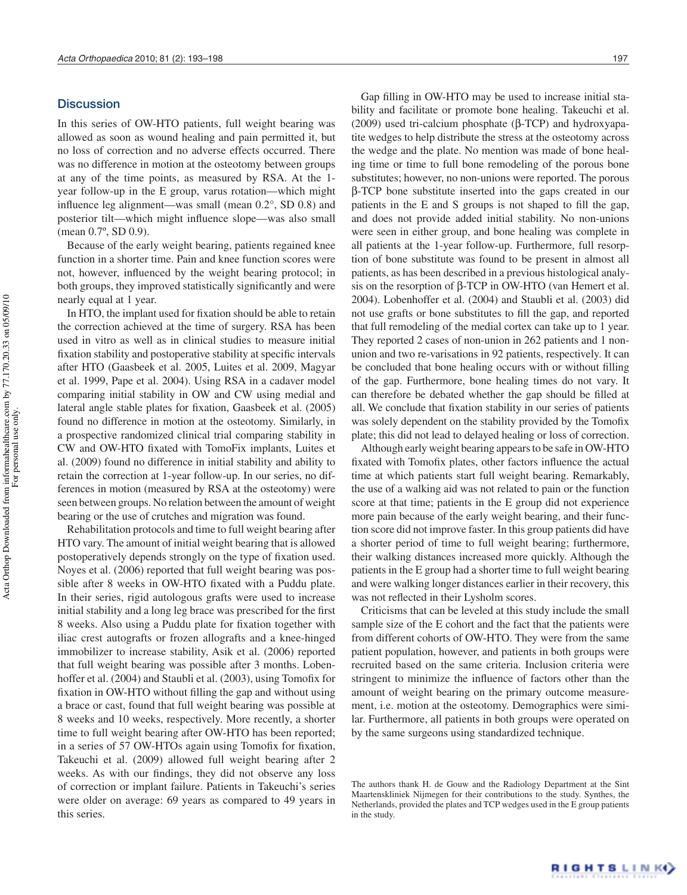## Discussion

In this series of OW-HTO patients, full weight bearing was allowed as soon as wound healing and pain permitted it, but no loss of correction and no adverse effects occurred. There was no difference in motion at the osteotomy between groups at any of the time points, as measured by RSA. At the 1-year follow-up in the E group, varus rotation—which might influence leg alignment—was small (mean 0.2°, SD 0.8) and posterior tilt—which might influence slope—was also small (mean 0.7º, SD 0.9).

Because of the early weight bearing, patients regained knee function in a shorter time. Pain and knee function scores were not, however, influenced by the weight bearing protocol; in both groups, they improved statistically significantly and were nearly equal at 1 year.

In HTO, the implant used for fixation should be able to retain the correction achieved at the time of surgery. RSA has been used in vitro as well as in clinical studies to measure initial fixation stability and postoperative stability at specific intervals after HTO (Gaasbeek et al. 2005, Luites et al. 2009, Magyar et al. 1999, Pape et al. 2004). Using RSA in a cadaver model comparing initial stability in OW and CW using medial and lateral angle stable plates for fixation, Gaasbeek et al. (2005) found no difference in motion at the osteotomy. Similarly, in a prospective randomized clinical trial comparing stability in CW and OW-HTO fixated with TomoFix implants, Luites et al. (2009) found no difference in initial stability and ability to retain the correction at 1-year follow-up. In our series, no differences in motion (measured by RSA at the osteotomy) were seen between groups. No relation between the amount of weight bearing or the use of crutches and migration was found.

Rehabilitation protocols and time to full weight bearing after HTO vary. The amount of initial weight bearing that is allowed postoperatively depends strongly on the type of fixation used. Noyes et al. (2006) reported that full weight bearing was possible after 8 weeks in OW-HTO fixated with a Puddu plate. In their series, rigid autologous grafts were used to increase initial stability and a long leg brace was prescribed for the first 8 weeks. Also using a Puddu plate for fixation together with iliac crest autografts or frozen allografts and a knee-hinged immobilizer to increase stability, Asik et al. (2006) reported that full weight bearing was possible after 3 months. Lobenhoffer et al. (2004) and Staubli et al. (2003), using Tomofix for fixation in OW-HTO without filling the gap and without using a brace or cast, found that full weight bearing was possible at 8 weeks and 10 weeks, respectively. More recently, a shorter time to full weight bearing after OW-HTO has been reported; in a series of 57 OW-HTOs again using Tomofix for fixation, Takeuchi et al. (2009) allowed full weight bearing after 2 weeks. As with our findings, they did not observe any loss of correction or implant failure. Patients in Takeuchi's series were older on average: 69 years as compared to 49 years in this series.

Gap filling in OW-HTO may be used to increase initial stability and facilitate or promote bone healing. Takeuchi et al. (2009) used tri-calcium phosphate (β-TCP) and hydroxyapatite wedges to help distribute the stress at the osteotomy across the wedge and the plate. No mention was made of bone healing time or time to full bone remodeling of the porous bone substitutes; however, no non-unions were reported. The porous β-TCP bone substitute inserted into the gaps created in our patients in the E and S groups is not shaped to fill the gap, and does not provide added initial stability. No non-unions were seen in either group, and bone healing was complete in all patients at the 1-year follow-up. Furthermore, full resorption of bone substitute was found to be present in almost all patients, as has been described in a previous histological analysis on the resorption of β-TCP in OW-HTO (van Hemert et al. 2004). Lobenhoffer et al. (2004) and Staubli et al. (2003) did not use grafts or bone substitutes to fill the gap, and reported that full remodeling of the medial cortex can take up to 1 year. They reported 2 cases of non-union in 262 patients and 1 non-union and two re-varisations in 92 patients, respectively. It can be concluded that bone healing occurs with or without filling of the gap. Furthermore, bone healing times do not vary. It can therefore be debated whether the gap should be filled at all. We conclude that fixation stability in our series of patients was solely dependent on the stability provided by the Tomofix plate; this did not lead to delayed healing or loss of correction.

Although early weight bearing appears to be safe in OW-HTO fixated with Tomofix plates, other factors influence the actual time at which patients start full weight bearing. Remarkably, the use of a walking aid was not related to pain or the function score at that time; patients in the E group did not experience more pain because of the early weight bearing, and their function score did not improve faster. In this group patients did have a shorter period of time to full weight bearing; furthermore, their walking distances increased more quickly. Although the patients in the E group had a shorter time to full weight bearing and were walking longer distances earlier in their recovery, this was not reflected in their Lysholm scores.

Criticisms that can be leveled at this study include the small sample size of the E cohort and the fact that the patients were from different cohorts of OW-HTO. They were from the same patient population, however, and patients in both groups were recruited based on the same criteria. Inclusion criteria were stringent to minimize the influence of factors other than the amount of weight bearing on the primary outcome measurement, i.e. motion at the osteotomy. Demographics were similar. Furthermore, all patients in both groups were operated on by the same surgeons using standardized technique.

The authors thank H. de Gouw and the Radiology Department at the Sint Maartenskliniek Nijmegen for their contributions to the study. Synthes, the Netherlands, provided the plates and TCP wedges used in the E group patients in the study.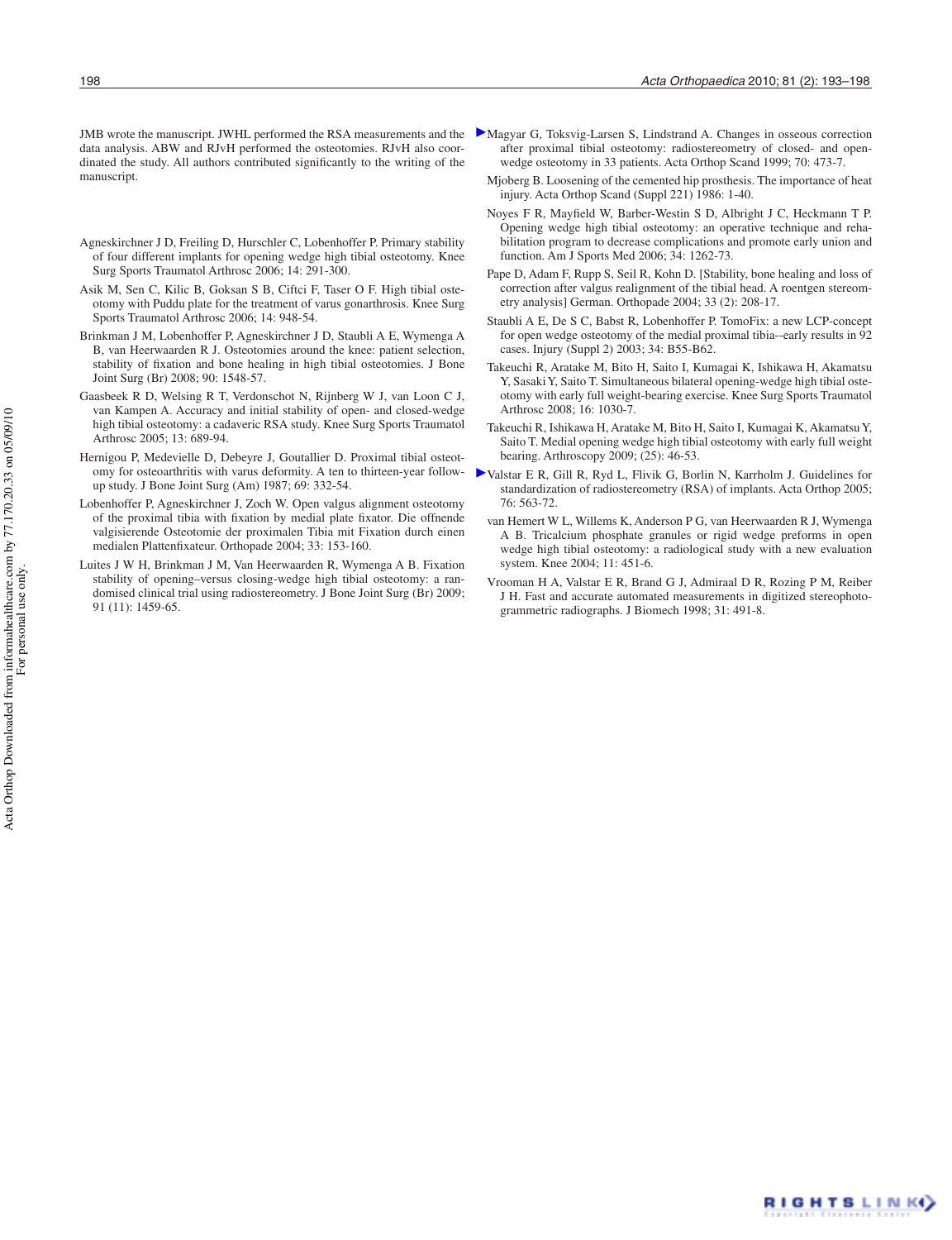JMB wrote the manuscript. JWHL performed the RSA measurements and the data analysis. ABW and RJvH performed the osteotomies. RJvH also coordinated the study. All authors contributed significantly to the writing of the manuscript.

Agneskirchner J D, Freiling D, Hurschler C, Lobenhoffer P. Primary stability of four different implants for opening wedge high tibial osteotomy. Knee Surg Sports Traumatol Arthrosc 2006; 14: 291-300.

Asik M, Sen C, Kilic B, Goksan S B, Ciftci F, Taser O F. High tibial osteotomy with Puddu plate for the treatment of varus gonarthrosis. Knee Surg Sports Traumatol Arthrosc 2006; 14: 948-54.

Brinkman J M, Lobenhoffer P, Agneskirchner J D, Staubli A E, Wymenga A B, van Heerwaarden R J. Osteotomies around the knee: patient selection, stability of fixation and bone healing in high tibial osteotomies. J Bone Joint Surg (Br) 2008; 90: 1548-57.

Gaasbeek R D, Welsing R T, Verdonschot N, Rijnberg W J, van Loon C J, van Kampen A. Accuracy and initial stability of open- and closed-wedge high tibial osteotomy: a cadaveric RSA study. Knee Surg Sports Traumatol Arthrosc 2005; 13: 689-94.

Hernigou P, Medevielle D, Debeyre J, Goutallier D. Proximal tibial osteotomy for osteoarthritis with varus deformity. A ten to thirteen-year follow-up study. J Bone Joint Surg (Am) 1987; 69: 332-54.

Lobenhoffer P, Agneskirchner J, Zoch W. Open valgus alignment osteotomy of the proximal tibia with fixation by medial plate fixator. Die offnende valgisierende Osteotomie der proximalen Tibia mit Fixation durch einen medialen Plattenfixateur. Orthopade 2004; 33: 153-160.

Luites J W H, Brinkman J M, Van Heerwaarden R, Wymenga A B. Fixation stability of opening–versus closing-wedge high tibial osteotomy: a randomised clinical trial using radiostereometry. J Bone Joint Surg (Br) 2009; 91 (11): 1459-65.

Magyar G, Toksvig-Larsen S, Lindstrand A. Changes in osseous correction after proximal tibial osteotomy: radiostereometry of closed- and open-wedge osteotomy in 33 patients. Acta Orthop Scand 1999; 70: 473-7.

Mjoberg B. Loosening of the cemented hip prosthesis. The importance of heat injury. Acta Orthop Scand (Suppl 221) 1986: 1-40.

Noyes F R, Mayfield W, Barber-Westin S D, Albright J C, Heckmann T P. Opening wedge high tibial osteotomy: an operative technique and rehabilitation program to decrease complications and promote early union and function. Am J Sports Med 2006; 34: 1262-73.

Pape D, Adam F, Rupp S, Seil R, Kohn D. [Stability, bone healing and loss of correction after valgus realignment of the tibial head. A roentgen stereometry analysis] German. Orthopade 2004; 33 (2): 208-17.

Staubli A E, De S C, Babst R, Lobenhoffer P. TomoFix: a new LCP-concept for open wedge osteotomy of the medial proximal tibia--early results in 92 cases. Injury (Suppl 2) 2003; 34: B55-B62.

Takeuchi R, Aratake M, Bito H, Saito I, Kumagai K, Ishikawa H, Akamatsu Y, Sasaki Y, Saito T. Simultaneous bilateral opening-wedge high tibial osteotomy with early full weight-bearing exercise. Knee Surg Sports Traumatol Arthrosc 2008; 16: 1030-7.

Takeuchi R, Ishikawa H, Aratake M, Bito H, Saito I, Kumagai K, Akamatsu Y, Saito T. Medial opening wedge high tibial osteotomy with early full weight bearing. Arthroscopy 2009; (25): 46-53.

Valstar E R, Gill R, Ryd L, Flivik G, Borlin N, Karrholm J. Guidelines for standardization of radiostereometry (RSA) of implants. Acta Orthop 2005; 76: 563-72.

van Hemert W L, Willems K, Anderson P G, van Heerwaarden R J, Wymenga A B. Tricalcium phosphate granules or rigid wedge preforms in open wedge high tibial osteotomy: a radiological study with a new evaluation system. Knee 2004; 11: 451-6.

Vrooman H A, Valstar E R, Brand G J, Admiraal D R, Rozing P M, Reiber J H. Fast and accurate automated measurements in digitized stereophotogrammetric radiographs. J Biomech 1998; 31: 491-8.